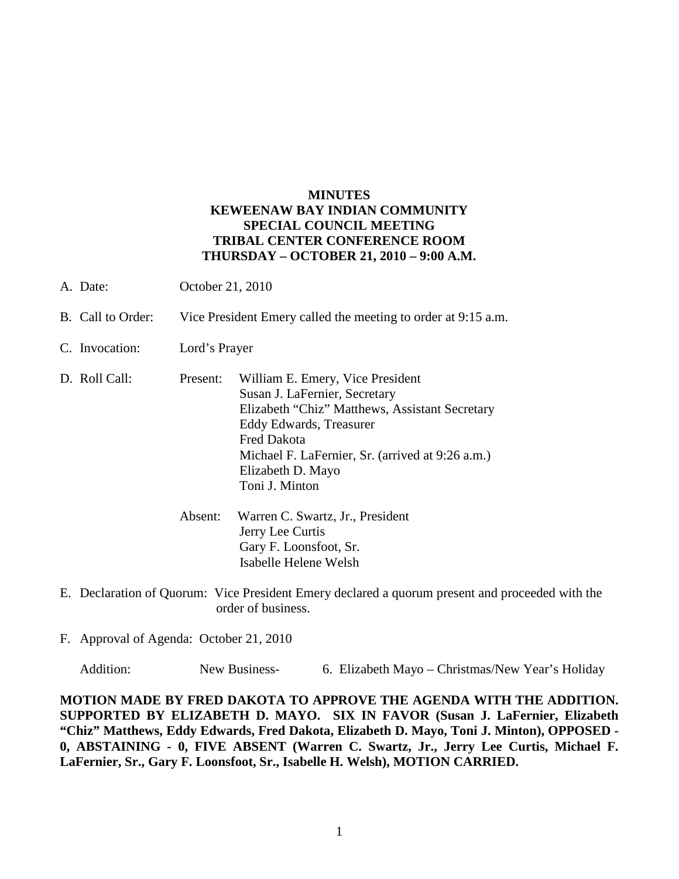# MINUTES
# KEWEENAW BAY INDIAN COMMUNITY
# SPECIAL COUNCIL MEETING
# TRIBAL CENTER CONFERENCE ROOM
# THURSDAY – OCTOBER 21, 2010 – 9:00 A.M.

A. Date: October 21, 2010

B. Call to Order: Vice President Emery called the meeting to order at 9:15 a.m.

C. Invocation: Lord's Prayer

D. Roll Call:

Present:
- William E. Emery, Vice President
- Susan J. LaFernier, Secretary
- Elizabeth "Chiz" Matthews, Assistant Secretary
- Eddy Edwards, Treasurer
- Fred Dakota
- Michael F. LaFernier, Sr. (arrived at 9:26 a.m.)
- Elizabeth D. Mayo
- Toni J. Minton

Absent:
- Warren C. Swartz, Jr., President
- Jerry Lee Curtis
- Gary F. Loonsfoot, Sr.
- Isabelle Helene Welsh

E. Declaration of Quorum: Vice President Emery declared a quorum present and proceeded with the order of business.

F. Approval of Agenda: October 21, 2010

Addition: New Business- 6. Elizabeth Mayo – Christmas/New Year's Holiday

**MOTION MADE BY FRED DAKOTA TO APPROVE THE AGENDA WITH THE ADDITION. SUPPORTED BY ELIZABETH D. MAYO. SIX IN FAVOR (Susan J. LaFernier, Elizabeth "Chiz" Matthews, Eddy Edwards, Fred Dakota, Elizabeth D. Mayo, Toni J. Minton), OPPOSED - 0, ABSTAINING - 0, FIVE ABSENT (Warren C. Swartz, Jr., Jerry Lee Curtis, Michael F. LaFernier, Sr., Gary F. Loonsfoot, Sr., Isabelle H. Welsh), MOTION CARRIED.**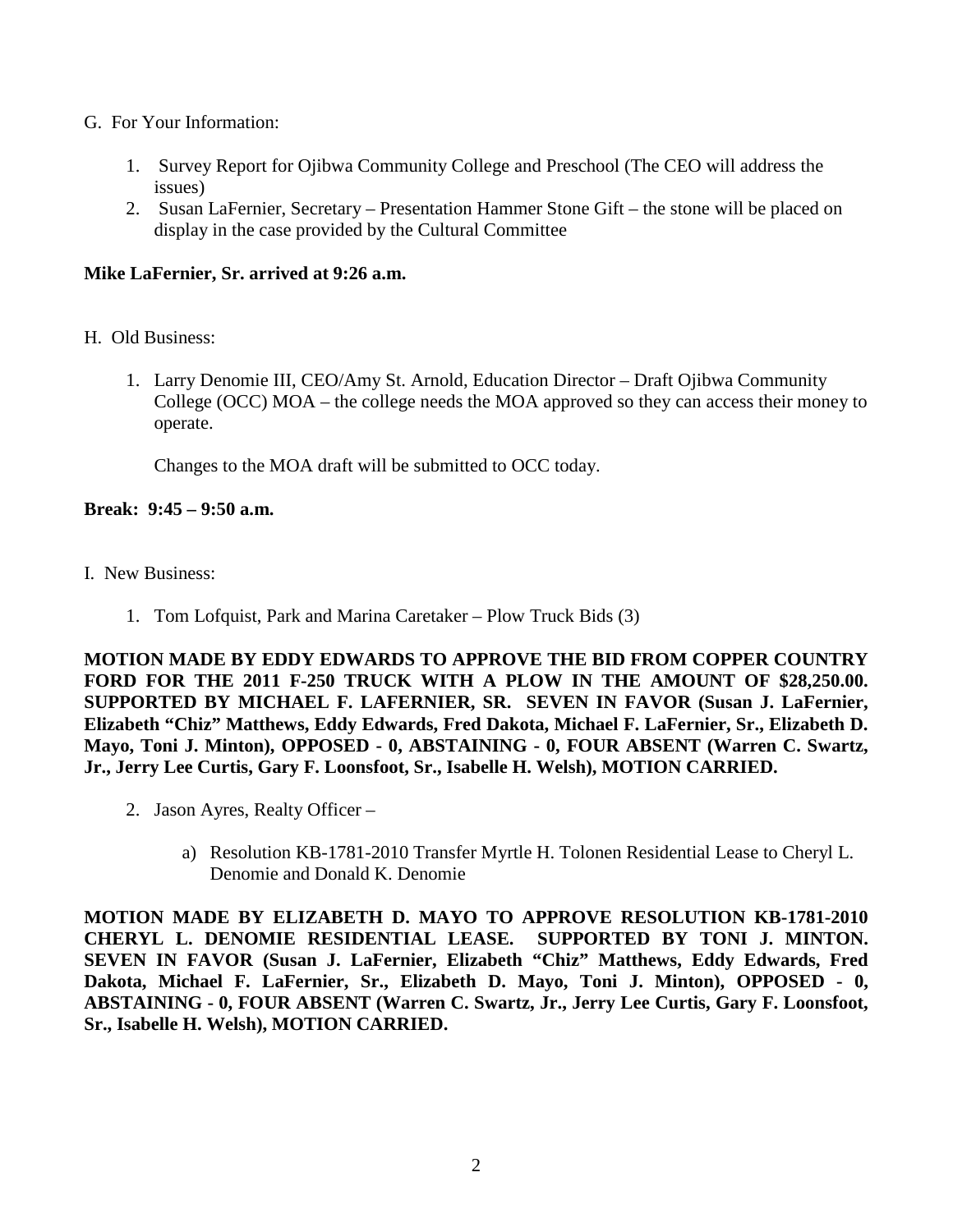G. For Your Information:

1. Survey Report for Ojibwa Community College and Preschool (The CEO will address the issues)
2. Susan LaFernier, Secretary – Presentation Hammer Stone Gift – the stone will be placed on display in the case provided by the Cultural Committee

**Mike LaFernier, Sr. arrived at 9:26 a.m.**

H. Old Business:

1. Larry Denomie III, CEO/Amy St. Arnold, Education Director – Draft Ojibwa Community College (OCC) MOA – the college needs the MOA approved so they can access their money to operate.

   Changes to the MOA draft will be submitted to OCC today.

**Break: 9:45 – 9:50 a.m.**

I. New Business:

1. Tom Lofquist, Park and Marina Caretaker – Plow Truck Bids (3)

**MOTION MADE BY EDDY EDWARDS TO APPROVE THE BID FROM COPPER COUNTRY FORD FOR THE 2011 F-250 TRUCK WITH A PLOW IN THE AMOUNT OF $28,250.00. SUPPORTED BY MICHAEL F. LAFERNIER, SR. SEVEN IN FAVOR (Susan J. LaFernier, Elizabeth "Chiz" Matthews, Eddy Edwards, Fred Dakota, Michael F. LaFernier, Sr., Elizabeth D. Mayo, Toni J. Minton), OPPOSED - 0, ABSTAINING - 0, FOUR ABSENT (Warren C. Swartz, Jr., Jerry Lee Curtis, Gary F. Loonsfoot, Sr., Isabelle H. Welsh), MOTION CARRIED.**

2. Jason Ayres, Realty Officer –

   a) Resolution KB-1781-2010 Transfer Myrtle H. Tolonen Residential Lease to Cheryl L. Denomie and Donald K. Denomie

**MOTION MADE BY ELIZABETH D. MAYO TO APPROVE RESOLUTION KB-1781-2010 CHERYL L. DENOMIE RESIDENTIAL LEASE. SUPPORTED BY TONI J. MINTON. SEVEN IN FAVOR (Susan J. LaFernier, Elizabeth "Chiz" Matthews, Eddy Edwards, Fred Dakota, Michael F. LaFernier, Sr., Elizabeth D. Mayo, Toni J. Minton), OPPOSED - 0, ABSTAINING - 0, FOUR ABSENT (Warren C. Swartz, Jr., Jerry Lee Curtis, Gary F. Loonsfoot, Sr., Isabelle H. Welsh), MOTION CARRIED.**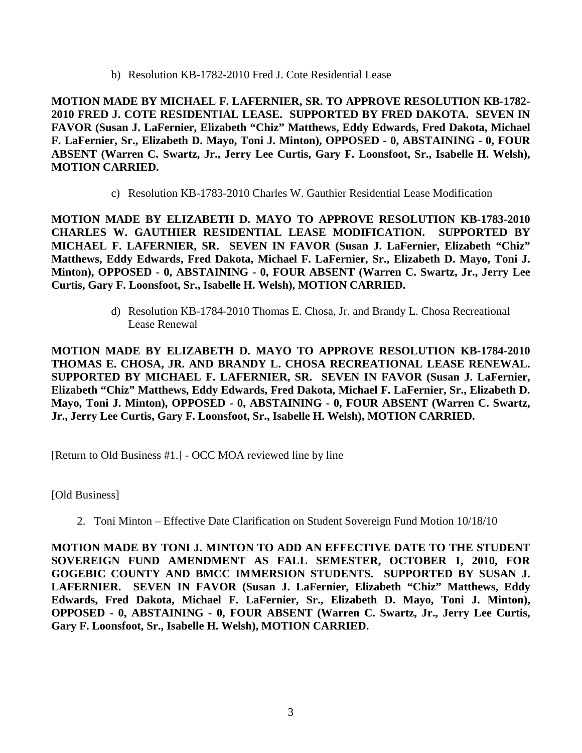b) Resolution KB-1782-2010 Fred J. Cote Residential Lease

**MOTION MADE BY MICHAEL F. LAFERNIER, SR. TO APPROVE RESOLUTION KB-1782-2010 FRED J. COTE RESIDENTIAL LEASE. SUPPORTED BY FRED DAKOTA. SEVEN IN FAVOR (Susan J. LaFernier, Elizabeth "Chiz" Matthews, Eddy Edwards, Fred Dakota, Michael F. LaFernier, Sr., Elizabeth D. Mayo, Toni J. Minton), OPPOSED - 0, ABSTAINING - 0, FOUR ABSENT (Warren C. Swartz, Jr., Jerry Lee Curtis, Gary F. Loonsfoot, Sr., Isabelle H. Welsh), MOTION CARRIED.**

c) Resolution KB-1783-2010 Charles W. Gauthier Residential Lease Modification

**MOTION MADE BY ELIZABETH D. MAYO TO APPROVE RESOLUTION KB-1783-2010 CHARLES W. GAUTHIER RESIDENTIAL LEASE MODIFICATION. SUPPORTED BY MICHAEL F. LAFERNIER, SR. SEVEN IN FAVOR (Susan J. LaFernier, Elizabeth "Chiz" Matthews, Eddy Edwards, Fred Dakota, Michael F. LaFernier, Sr., Elizabeth D. Mayo, Toni J. Minton), OPPOSED - 0, ABSTAINING - 0, FOUR ABSENT (Warren C. Swartz, Jr., Jerry Lee Curtis, Gary F. Loonsfoot, Sr., Isabelle H. Welsh), MOTION CARRIED.**

d) Resolution KB-1784-2010 Thomas E. Chosa, Jr. and Brandy L. Chosa Recreational Lease Renewal

**MOTION MADE BY ELIZABETH D. MAYO TO APPROVE RESOLUTION KB-1784-2010 THOMAS E. CHOSA, JR. AND BRANDY L. CHOSA RECREATIONAL LEASE RENEWAL. SUPPORTED BY MICHAEL F. LAFERNIER, SR. SEVEN IN FAVOR (Susan J. LaFernier, Elizabeth "Chiz" Matthews, Eddy Edwards, Fred Dakota, Michael F. LaFernier, Sr., Elizabeth D. Mayo, Toni J. Minton), OPPOSED - 0, ABSTAINING - 0, FOUR ABSENT (Warren C. Swartz, Jr., Jerry Lee Curtis, Gary F. Loonsfoot, Sr., Isabelle H. Welsh), MOTION CARRIED.**

[Return to Old Business #1.] - OCC MOA reviewed line by line

[Old Business]

2. Toni Minton – Effective Date Clarification on Student Sovereign Fund Motion 10/18/10

**MOTION MADE BY TONI J. MINTON TO ADD AN EFFECTIVE DATE TO THE STUDENT SOVEREIGN FUND AMENDMENT AS FALL SEMESTER, OCTOBER 1, 2010, FOR GOGEBIC COUNTY AND BMCC IMMERSION STUDENTS. SUPPORTED BY SUSAN J. LAFERNIER. SEVEN IN FAVOR (Susan J. LaFernier, Elizabeth "Chiz" Matthews, Eddy Edwards, Fred Dakota, Michael F. LaFernier, Sr., Elizabeth D. Mayo, Toni J. Minton), OPPOSED - 0, ABSTAINING - 0, FOUR ABSENT (Warren C. Swartz, Jr., Jerry Lee Curtis, Gary F. Loonsfoot, Sr., Isabelle H. Welsh), MOTION CARRIED.**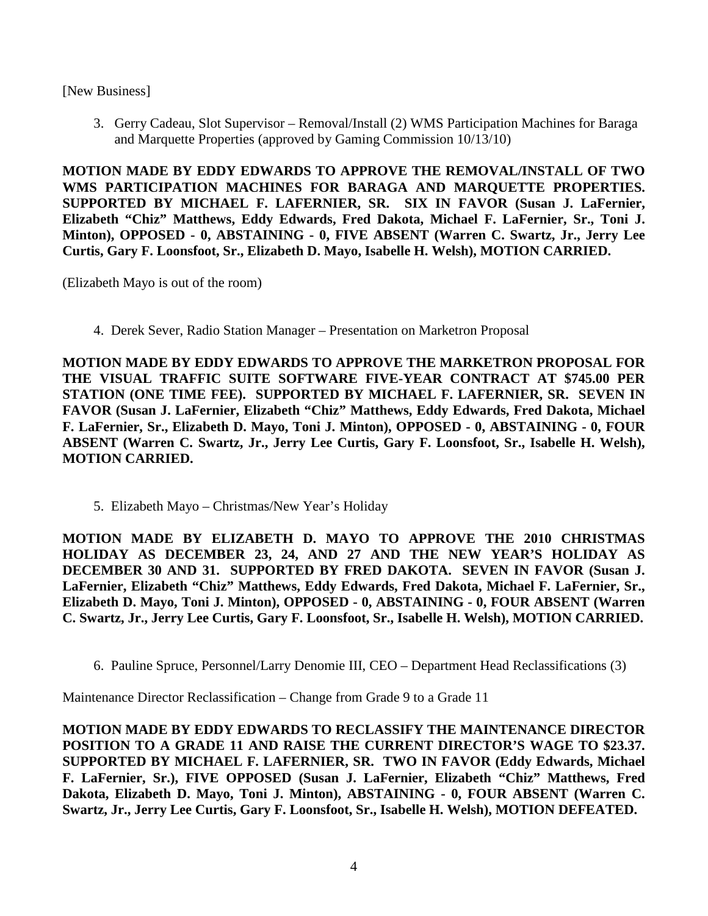[New Business]

3. Gerry Cadeau, Slot Supervisor – Removal/Install (2) WMS Participation Machines for Baraga and Marquette Properties (approved by Gaming Commission 10/13/10)

**MOTION MADE BY EDDY EDWARDS TO APPROVE THE REMOVAL/INSTALL OF TWO WMS PARTICIPATION MACHINES FOR BARAGA AND MARQUETTE PROPERTIES. SUPPORTED BY MICHAEL F. LAFERNIER, SR. SIX IN FAVOR (Susan J. LaFernier, Elizabeth "Chiz" Matthews, Eddy Edwards, Fred Dakota, Michael F. LaFernier, Sr., Toni J. Minton), OPPOSED - 0, ABSTAINING - 0, FIVE ABSENT (Warren C. Swartz, Jr., Jerry Lee Curtis, Gary F. Loonsfoot, Sr., Elizabeth D. Mayo, Isabelle H. Welsh), MOTION CARRIED.**

(Elizabeth Mayo is out of the room)

4. Derek Sever, Radio Station Manager – Presentation on Marketron Proposal

**MOTION MADE BY EDDY EDWARDS TO APPROVE THE MARKETRON PROPOSAL FOR THE VISUAL TRAFFIC SUITE SOFTWARE FIVE-YEAR CONTRACT AT $745.00 PER STATION (ONE TIME FEE). SUPPORTED BY MICHAEL F. LAFERNIER, SR. SEVEN IN FAVOR (Susan J. LaFernier, Elizabeth "Chiz" Matthews, Eddy Edwards, Fred Dakota, Michael F. LaFernier, Sr., Elizabeth D. Mayo, Toni J. Minton), OPPOSED - 0, ABSTAINING - 0, FOUR ABSENT (Warren C. Swartz, Jr., Jerry Lee Curtis, Gary F. Loonsfoot, Sr., Isabelle H. Welsh), MOTION CARRIED.**

5. Elizabeth Mayo – Christmas/New Year's Holiday

**MOTION MADE BY ELIZABETH D. MAYO TO APPROVE THE 2010 CHRISTMAS HOLIDAY AS DECEMBER 23, 24, AND 27 AND THE NEW YEAR'S HOLIDAY AS DECEMBER 30 AND 31. SUPPORTED BY FRED DAKOTA. SEVEN IN FAVOR (Susan J. LaFernier, Elizabeth "Chiz" Matthews, Eddy Edwards, Fred Dakota, Michael F. LaFernier, Sr., Elizabeth D. Mayo, Toni J. Minton), OPPOSED - 0, ABSTAINING - 0, FOUR ABSENT (Warren C. Swartz, Jr., Jerry Lee Curtis, Gary F. Loonsfoot, Sr., Isabelle H. Welsh), MOTION CARRIED.**

6. Pauline Spruce, Personnel/Larry Denomie III, CEO – Department Head Reclassifications (3)

Maintenance Director Reclassification – Change from Grade 9 to a Grade 11

**MOTION MADE BY EDDY EDWARDS TO RECLASSIFY THE MAINTENANCE DIRECTOR POSITION TO A GRADE 11 AND RAISE THE CURRENT DIRECTOR'S WAGE TO $23.37. SUPPORTED BY MICHAEL F. LAFERNIER, SR. TWO IN FAVOR (Eddy Edwards, Michael F. LaFernier, Sr.), FIVE OPPOSED (Susan J. LaFernier, Elizabeth "Chiz" Matthews, Fred Dakota, Elizabeth D. Mayo, Toni J. Minton), ABSTAINING - 0, FOUR ABSENT (Warren C. Swartz, Jr., Jerry Lee Curtis, Gary F. Loonsfoot, Sr., Isabelle H. Welsh), MOTION DEFEATED.**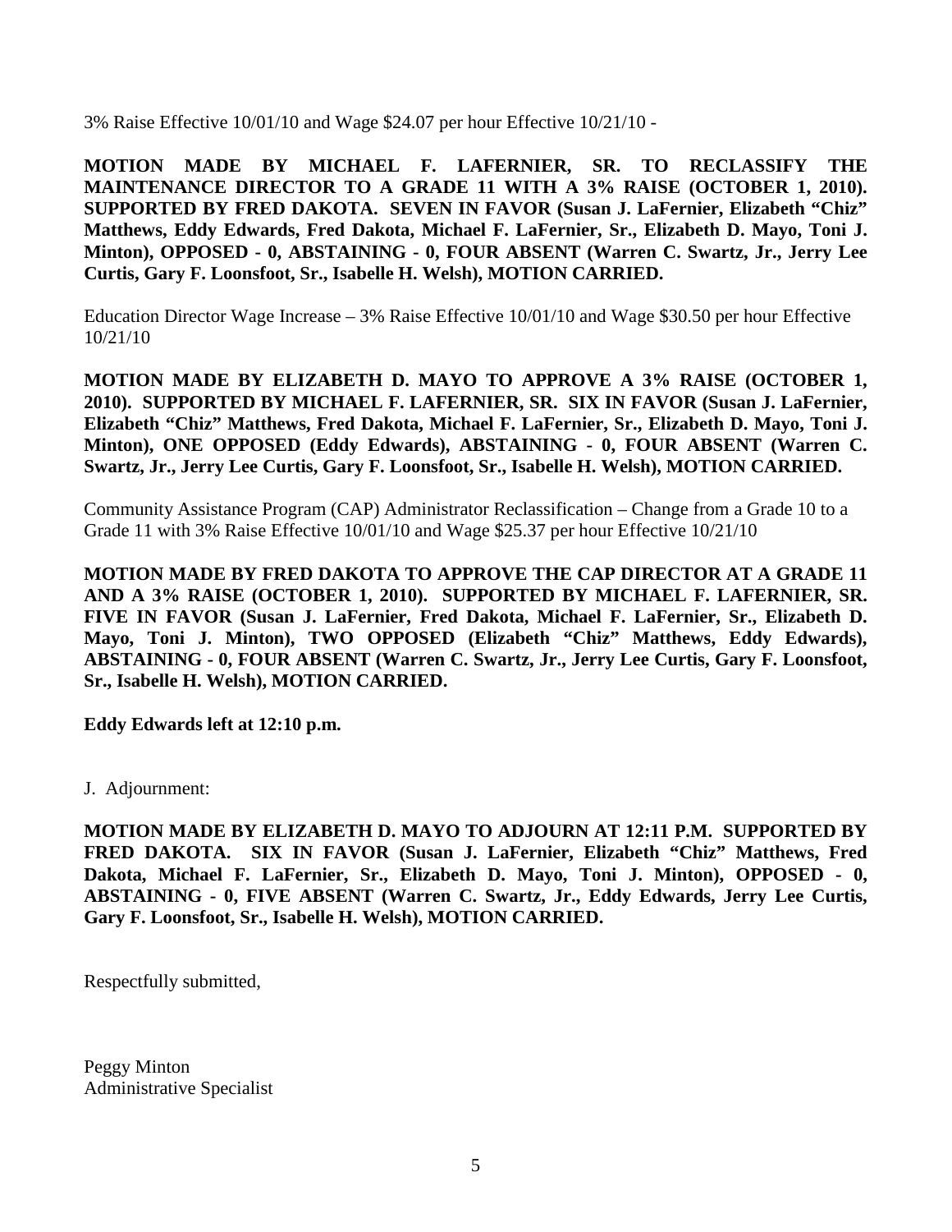3% Raise Effective 10/01/10 and Wage $24.07 per hour Effective 10/21/10 -

**MOTION MADE BY MICHAEL F. LAFERNIER, SR. TO RECLASSIFY THE MAINTENANCE DIRECTOR TO A GRADE 11 WITH A 3% RAISE (OCTOBER 1, 2010). SUPPORTED BY FRED DAKOTA. SEVEN IN FAVOR (Susan J. LaFernier, Elizabeth "Chiz" Matthews, Eddy Edwards, Fred Dakota, Michael F. LaFernier, Sr., Elizabeth D. Mayo, Toni J. Minton), OPPOSED - 0, ABSTAINING - 0, FOUR ABSENT (Warren C. Swartz, Jr., Jerry Lee Curtis, Gary F. Loonsfoot, Sr., Isabelle H. Welsh), MOTION CARRIED.**

Education Director Wage Increase – 3% Raise Effective 10/01/10 and Wage $30.50 per hour Effective 10/21/10

**MOTION MADE BY ELIZABETH D. MAYO TO APPROVE A 3% RAISE (OCTOBER 1, 2010). SUPPORTED BY MICHAEL F. LAFERNIER, SR. SIX IN FAVOR (Susan J. LaFernier, Elizabeth "Chiz" Matthews, Fred Dakota, Michael F. LaFernier, Sr., Elizabeth D. Mayo, Toni J. Minton), ONE OPPOSED (Eddy Edwards), ABSTAINING - 0, FOUR ABSENT (Warren C. Swartz, Jr., Jerry Lee Curtis, Gary F. Loonsfoot, Sr., Isabelle H. Welsh), MOTION CARRIED.**

Community Assistance Program (CAP) Administrator Reclassification – Change from a Grade 10 to a Grade 11 with 3% Raise Effective 10/01/10 and Wage $25.37 per hour Effective 10/21/10

**MOTION MADE BY FRED DAKOTA TO APPROVE THE CAP DIRECTOR AT A GRADE 11 AND A 3% RAISE (OCTOBER 1, 2010). SUPPORTED BY MICHAEL F. LAFERNIER, SR. FIVE IN FAVOR (Susan J. LaFernier, Fred Dakota, Michael F. LaFernier, Sr., Elizabeth D. Mayo, Toni J. Minton), TWO OPPOSED (Elizabeth "Chiz" Matthews, Eddy Edwards), ABSTAINING - 0, FOUR ABSENT (Warren C. Swartz, Jr., Jerry Lee Curtis, Gary F. Loonsfoot, Sr., Isabelle H. Welsh), MOTION CARRIED.**

**Eddy Edwards left at 12:10 p.m.**

J. Adjournment:

**MOTION MADE BY ELIZABETH D. MAYO TO ADJOURN AT 12:11 P.M. SUPPORTED BY FRED DAKOTA. SIX IN FAVOR (Susan J. LaFernier, Elizabeth "Chiz" Matthews, Fred Dakota, Michael F. LaFernier, Sr., Elizabeth D. Mayo, Toni J. Minton), OPPOSED - 0, ABSTAINING - 0, FIVE ABSENT (Warren C. Swartz, Jr., Eddy Edwards, Jerry Lee Curtis, Gary F. Loonsfoot, Sr., Isabelle H. Welsh), MOTION CARRIED.**

Respectfully submitted,

Peggy Minton
Administrative Specialist